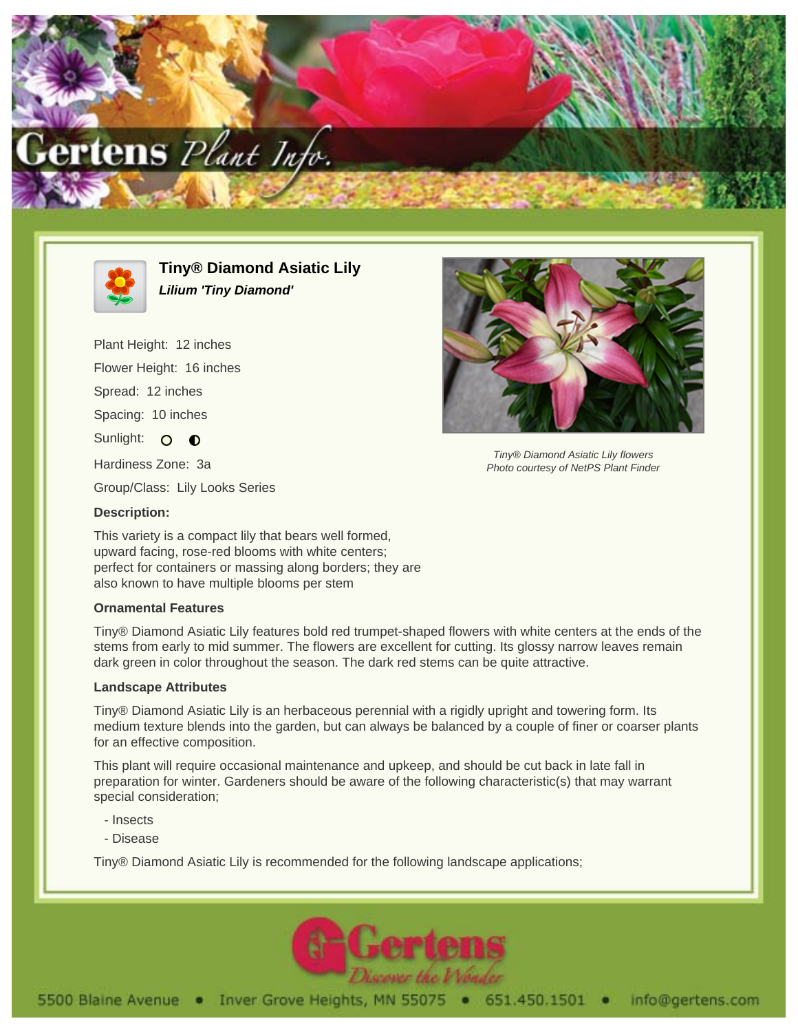# Tiny® Diamond Asiatic Lily

***Lilium 'Tiny Diamond'***

Plant Height: 12 inches

Flower Height: 16 inches

Spread: 12 inches

Spacing: 10 inches

Sunlight: ○ ◐

Hardiness Zone: 3a

Group/Class: Lily Looks Series

*Tiny® Diamond Asiatic Lily flowers*
*Photo courtesy of NetPS Plant Finder*

### Description:

This variety is a compact lily that bears well formed, upward facing, rose-red blooms with white centers; perfect for containers or massing along borders; they are also known to have multiple blooms per stem

### Ornamental Features

Tiny® Diamond Asiatic Lily features bold red trumpet-shaped flowers with white centers at the ends of the stems from early to mid summer. The flowers are excellent for cutting. Its glossy narrow leaves remain dark green in color throughout the season. The dark red stems can be quite attractive.

### Landscape Attributes

Tiny® Diamond Asiatic Lily is an herbaceous perennial with a rigidly upright and towering form. Its medium texture blends into the garden, but can always be balanced by a couple of finer or coarser plants for an effective composition.

This plant will require occasional maintenance and upkeep, and should be cut back in late fall in preparation for winter. Gardeners should be aware of the following characteristic(s) that may warrant special consideration;

- Insects
- Disease

Tiny® Diamond Asiatic Lily is recommended for the following landscape applications;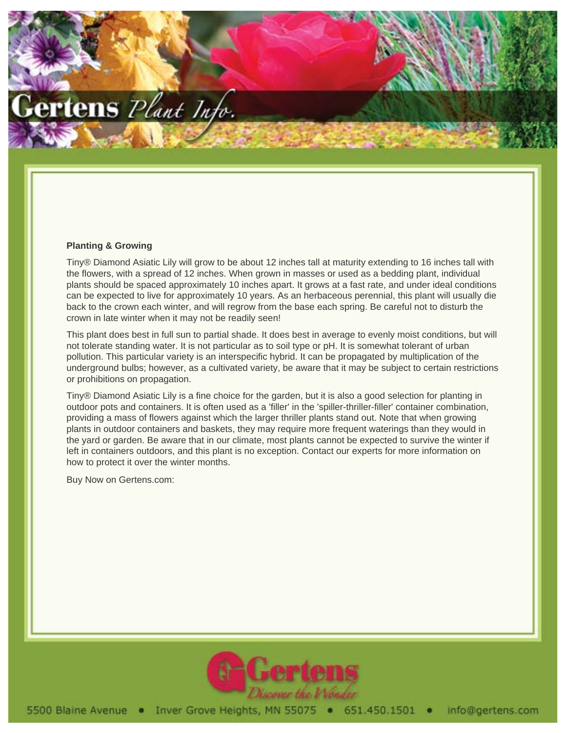**Planting & Growing**

Tiny® Diamond Asiatic Lily will grow to be about 12 inches tall at maturity extending to 16 inches tall with the flowers, with a spread of 12 inches. When grown in masses or used as a bedding plant, individual plants should be spaced approximately 10 inches apart. It grows at a fast rate, and under ideal conditions can be expected to live for approximately 10 years. As an herbaceous perennial, this plant will usually die back to the crown each winter, and will regrow from the base each spring. Be careful not to disturb the crown in late winter when it may not be readily seen!

This plant does best in full sun to partial shade. It does best in average to evenly moist conditions, but will not tolerate standing water. It is not particular as to soil type or pH. It is somewhat tolerant of urban pollution. This particular variety is an interspecific hybrid. It can be propagated by multiplication of the underground bulbs; however, as a cultivated variety, be aware that it may be subject to certain restrictions or prohibitions on propagation.

Tiny® Diamond Asiatic Lily is a fine choice for the garden, but it is also a good selection for planting in outdoor pots and containers. It is often used as a 'filler' in the 'spiller-thriller-filler' container combination, providing a mass of flowers against which the larger thriller plants stand out. Note that when growing plants in outdoor containers and baskets, they may require more frequent waterings than they would in the yard or garden. Be aware that in our climate, most plants cannot be expected to survive the winter if left in containers outdoors, and this plant is no exception. Contact our experts for more information on how to protect it over the winter months.

Buy Now on Gertens.com: